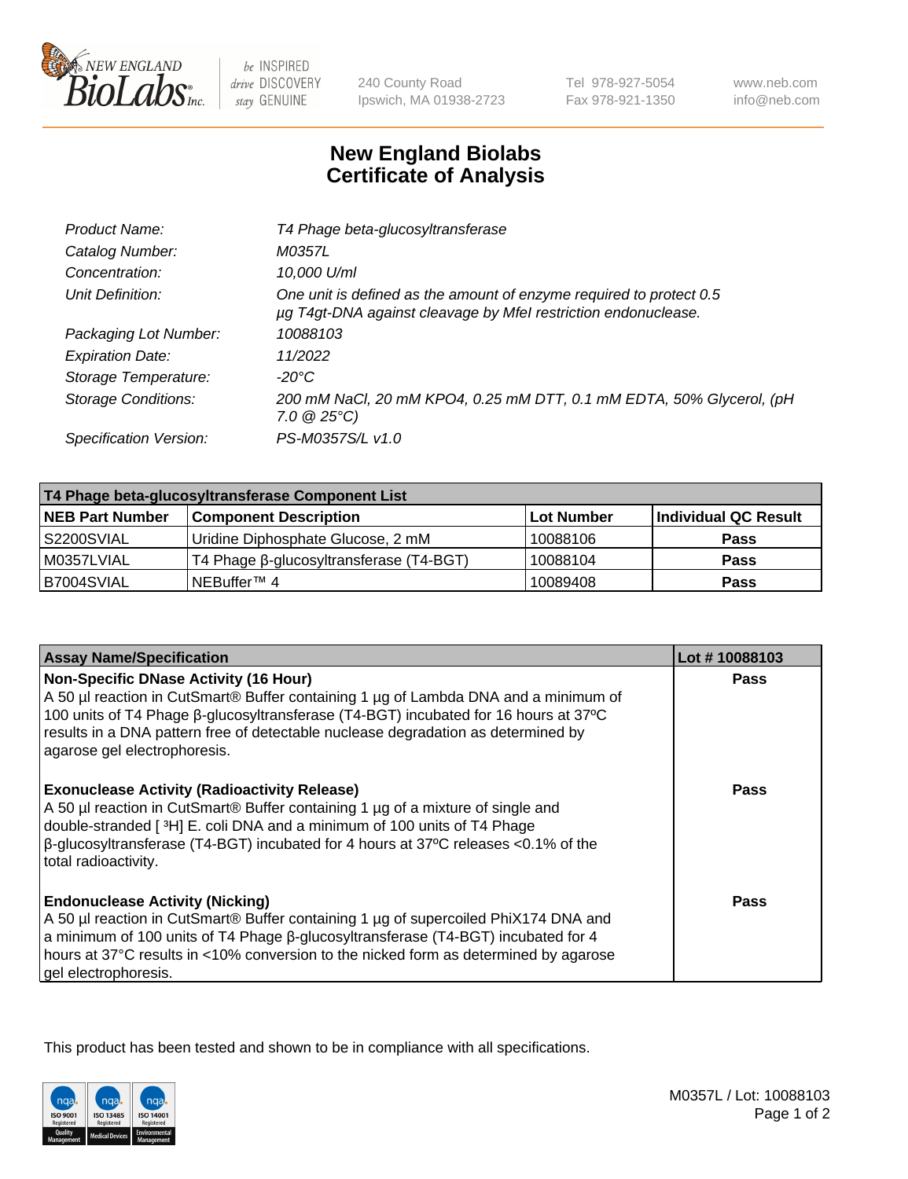# New England Biolabs Certificate of Analysis

| | |
|---|---|
| *Product Name:* | *T4 Phage beta-glucosyltransferase* |
| *Catalog Number:* | *M0357L* |
| *Concentration:* | *10,000 U/ml* |
| *Unit Definition:* | *One unit is defined as the amount of enzyme required to protect 0.5 µg T4gt-DNA against cleavage by MfeI restriction endonuclease.* |
| *Packaging Lot Number:* | *10088103* |
| *Expiration Date:* | *11/2022* |
| *Storage Temperature:* | *-20°C* |
| *Storage Conditions:* | *200 mM NaCl, 20 mM KPO4, 0.25 mM DTT, 0.1 mM EDTA, 50% Glycerol, (pH 7.0 @ 25°C)* |
| *Specification Version:* | *PS-M0357S/L v1.0* |

| T4 Phage beta-glucosyltransferase Component List | | | |
|---|---|---|---|
| **NEB Part Number** | **Component Description** | **Lot Number** | **Individual QC Result** |
| S2200SVIAL | Uridine Diphosphate Glucose, 2 mM | 10088106 | **Pass** |
| M0357LVIAL | T4 Phage β-glucosyltransferase (T4-BGT) | 10088104 | **Pass** |
| B7004SVIAL | NEBuffer™ 4 | 10089408 | **Pass** |

| Assay Name/Specification | Lot # 10088103 |
|---|---|
| **Non-Specific DNase Activity (16 Hour)** A 50 µl reaction in CutSmart® Buffer containing 1 µg of Lambda DNA and a minimum of 100 units of T4 Phage β-glucosyltransferase (T4-BGT) incubated for 16 hours at 37ºC results in a DNA pattern free of detectable nuclease degradation as determined by agarose gel electrophoresis. | **Pass** |
| **Exonuclease Activity (Radioactivity Release)** A 50 µl reaction in CutSmart® Buffer containing 1 µg of a mixture of single and double-stranded [ $^3$H] E. coli DNA and a minimum of 100 units of T4 Phage β-glucosyltransferase (T4-BGT) incubated for 4 hours at 37ºC releases <0.1% of the total radioactivity. | **Pass** |
| **Endonuclease Activity (Nicking)** A 50 µl reaction in CutSmart® Buffer containing 1 µg of supercoiled PhiX174 DNA and a minimum of 100 units of T4 Phage β-glucosyltransferase (T4-BGT) incubated for 4 hours at 37°C results in <10% conversion to the nicked form as determined by agarose gel electrophoresis. | **Pass** |

This product has been tested and shown to be in compliance with all specifications.

M0357L / Lot: 10088103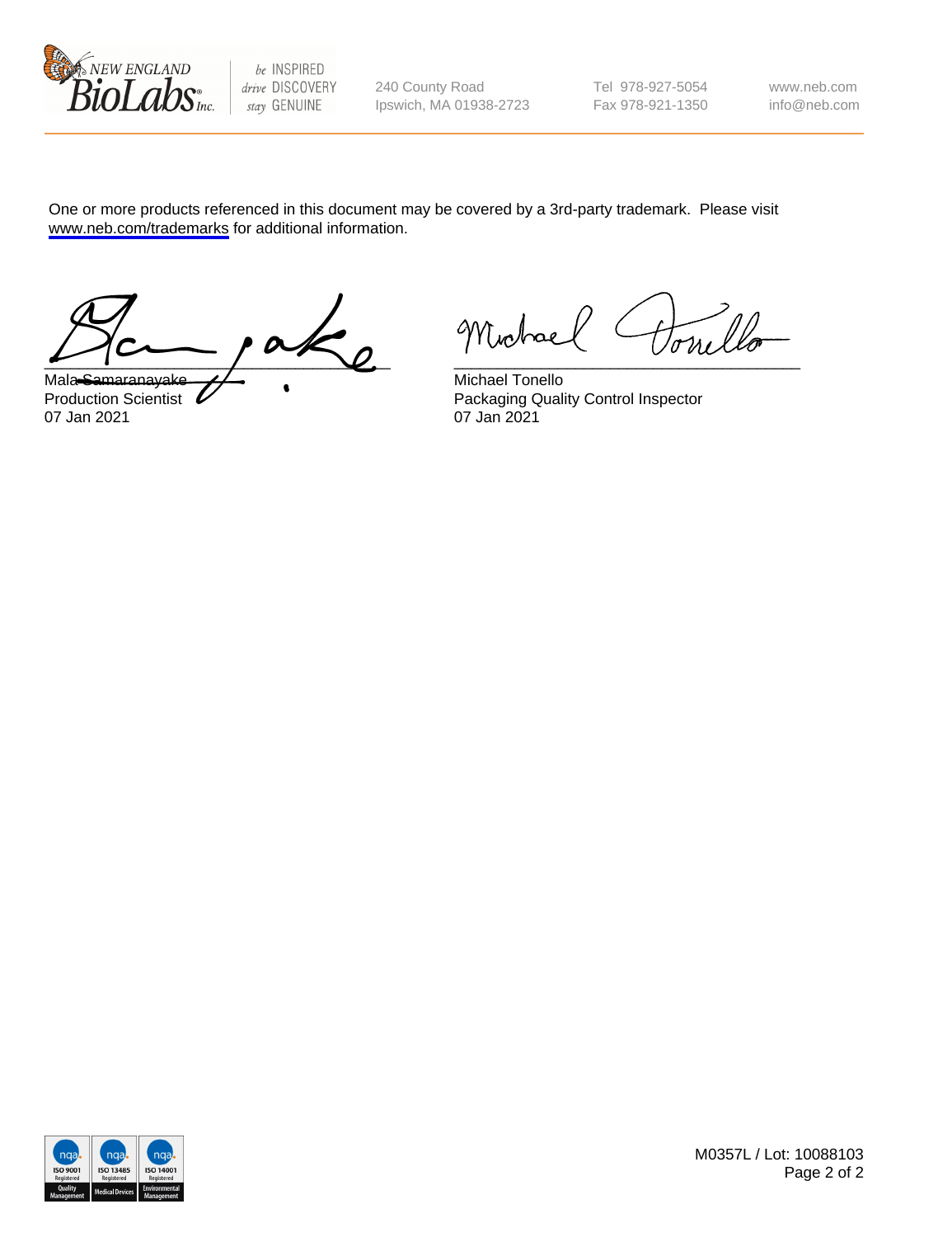One or more products referenced in this document may be covered by a 3rd-party trademark. Please visit www.neb.com/trademarks for additional information.

Mala Samaranayake
Production Scientist
07 Jan 2021

Michael Tonello
Packaging Quality Control Inspector
07 Jan 2021

M0357L / Lot: 10088103